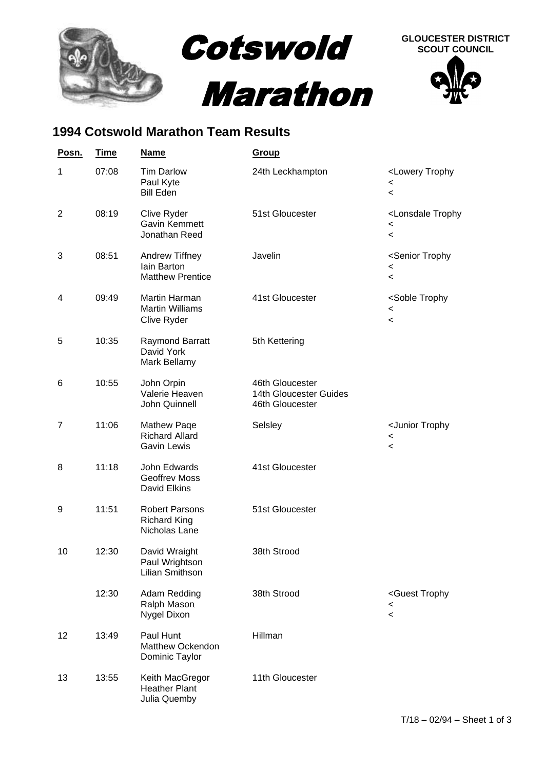# Cotswold Marathon

**GLOUCESTER DISTRICT SCOUT COUNCIL**

## 1994 Cotswold Marathon Team Results

| Posn. | Time | Name | Group | |
|---|---|---|---|---|
| 1 | 07:08 | Tim Darlow<br>Paul Kyte<br>Bill Eden | 24th Leckhampton | <Lowery Trophy<br><<br>< |
| 2 | 08:19 | Clive Ryder<br>Gavin Kemmett<br>Jonathan Reed | 51st Gloucester | <Lonsdale Trophy<br><<br>< |
| 3 | 08:51 | Andrew Tiffney<br>Iain Barton<br>Matthew Prentice | Javelin | <Senior Trophy<br><<br>< |
| 4 | 09:49 | Martin Harman<br>Martin Williams<br>Clive Ryder | 41st Gloucester | <Soble Trophy<br><<br>< |
| 5 | 10:35 | Raymond Barratt<br>David York<br>Mark Bellamy | 5th Kettering | |
| 6 | 10:55 | John Orpin<br>Valerie Heaven<br>John Quinnell | 46th Gloucester<br>14th Gloucester Guides<br>46th Gloucester | |
| 7 | 11:06 | Mathew Paqe<br>Richard Allard<br>Gavin Lewis | Selsley | <Junior Trophy<br><<br>< |
| 8 | 11:18 | John Edwards<br>Geoffrev Moss<br>David Elkins | 41st Gloucester | |
| 9 | 11:51 | Robert Parsons<br>Richard King<br>Nicholas Lane | 51st Gloucester | |
| 10 | 12:30 | David Wraight<br>Paul Wrightson<br>Lilian Smithson | 38th Strood | |
| | 12:30 | Adam Redding<br>Ralph Mason<br>Nygel Dixon | 38th Strood | <Guest Trophy<br><<br>< |
| 12 | 13:49 | Paul Hunt<br>Matthew Ockendon<br>Dominic Taylor | Hillman | |
| 13 | 13:55 | Keith MacGregor<br>Heather Plant<br>Julia Quemby | 11th Gloucester | |

T/18 – 02/94 – Sheet 1 of 3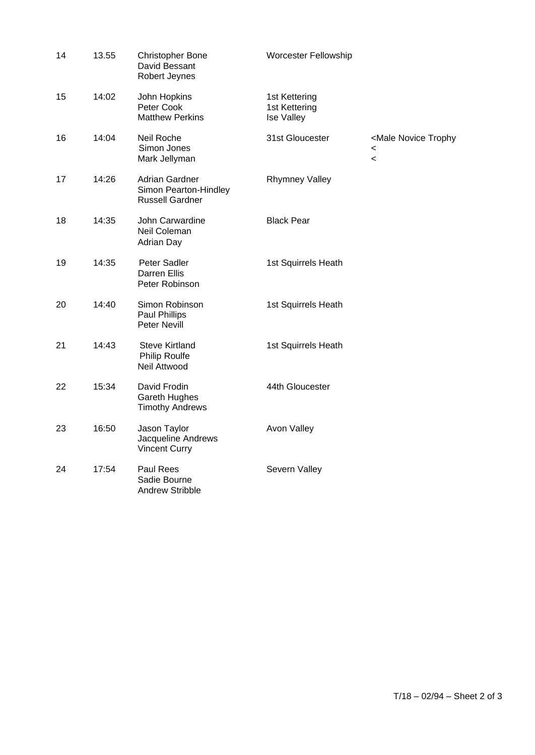| | | | | |
|---|---|---|---|---|
| 14 | 13.55 | Christopher Bone<br>David Bessant<br>Robert Jeynes | Worcester Fellowship | |
| 15 | 14:02 | John Hopkins<br>Peter Cook<br>Matthew Perkins | 1st Kettering<br>1st Kettering<br>Ise Valley | |
| 16 | 14:04 | Neil Roche<br>Simon Jones<br>Mark Jellyman | 31st Gloucester | <Male Novice Trophy<br><<br>< |
| 17 | 14:26 | Adrian Gardner<br>Simon Pearton-Hindley<br>Russell Gardner | Rhymney Valley | |
| 18 | 14:35 | John Carwardine<br>Neil Coleman<br>Adrian Day | Black Pear | |
| 19 | 14:35 | Peter Sadler<br>Darren Ellis<br>Peter Robinson | 1st Squirrels Heath | |
| 20 | 14:40 | Simon Robinson<br>Paul Phillips<br>Peter Nevill | 1st Squirrels Heath | |
| 21 | 14:43 | Steve Kirtland<br>Philip Roulfe<br>Neil Attwood | 1st Squirrels Heath | |
| 22 | 15:34 | David Frodin<br>Gareth Hughes<br>Timothy Andrews | 44th Gloucester | |
| 23 | 16:50 | Jason Taylor<br>Jacqueline Andrews<br>Vincent Curry | Avon Valley | |
| 24 | 17:54 | Paul Rees<br>Sadie Bourne<br>Andrew Stribble | Severn Valley | |

T/18 – 02/94 – Sheet 2 of 3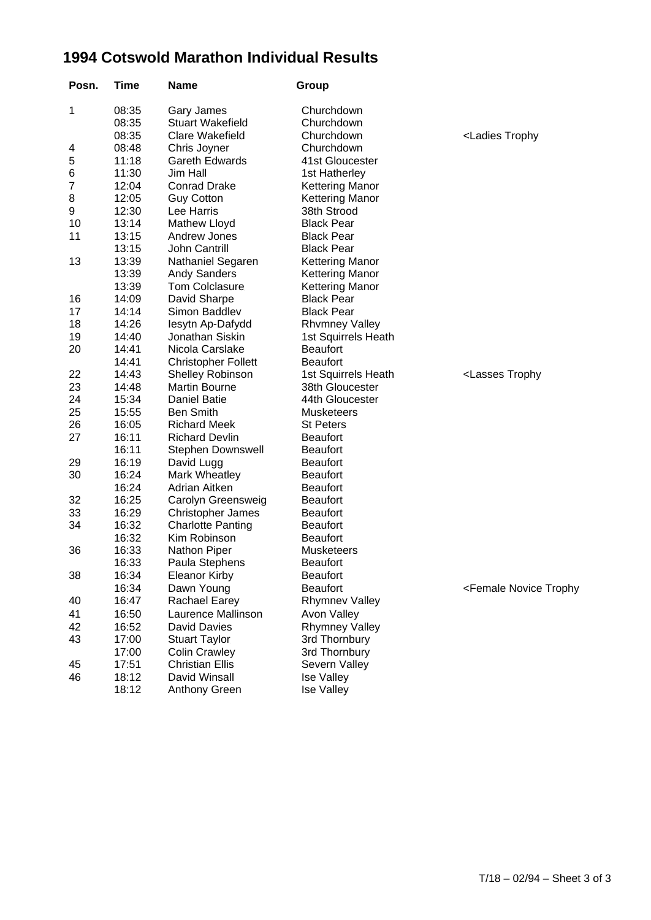# 1994 Cotswold Marathon Individual Results

| Posn. | Time | Name | Group | |
|---|---|---|---|---|
| 1 | 08:35 | Gary James | Churchdown | |
| | 08:35 | Stuart Wakefield | Churchdown | |
| | 08:35 | Clare Wakefield | Churchdown | <Ladies Trophy |
| 4 | 08:48 | Chris Joyner | Churchdown | |
| 5 | 11:18 | Gareth Edwards | 41st Gloucester | |
| 6 | 11:30 | Jim Hall | 1st Hatherley | |
| 7 | 12:04 | Conrad Drake | Kettering Manor | |
| 8 | 12:05 | Guy Cotton | Kettering Manor | |
| 9 | 12:30 | Lee Harris | 38th Strood | |
| 10 | 13:14 | Mathew Lloyd | Black Pear | |
| 11 | 13:15 | Andrew Jones | Black Pear | |
| | 13:15 | John Cantrill | Black Pear | |
| 13 | 13:39 | Nathaniel Segaren | Kettering Manor | |
| | 13:39 | Andy Sanders | Kettering Manor | |
| | 13:39 | Tom Colclasure | Kettering Manor | |
| 16 | 14:09 | David Sharpe | Black Pear | |
| 17 | 14:14 | Simon Baddlev | Black Pear | |
| 18 | 14:26 | Iesytn Ap-Dafydd | Rhvmney Valley | |
| 19 | 14:40 | Jonathan Siskin | 1st Squirrels Heath | |
| 20 | 14:41 | Nicola Carslake | Beaufort | |
| | 14:41 | Christopher Follett | Beaufort | |
| 22 | 14:43 | Shelley Robinson | 1st Squirrels Heath | <Lasses Trophy |
| 23 | 14:48 | Martin Bourne | 38th Gloucester | |
| 24 | 15:34 | Daniel Batie | 44th Gloucester | |
| 25 | 15:55 | Ben Smith | Musketeers | |
| 26 | 16:05 | Richard Meek | St Peters | |
| 27 | 16:11 | Richard Devlin | Beaufort | |
| | 16:11 | Stephen Downswell | Beaufort | |
| 29 | 16:19 | David Lugg | Beaufort | |
| 30 | 16:24 | Mark Wheatley | Beaufort | |
| | 16:24 | Adrian Aitken | Beaufort | |
| 32 | 16:25 | Carolyn Greensweig | Beaufort | |
| 33 | 16:29 | Christopher James | Beaufort | |
| 34 | 16:32 | Charlotte Panting | Beaufort | |
| | 16:32 | Kim Robinson | Beaufort | |
| 36 | 16:33 | Nathon Piper | Musketeers | |
| | 16:33 | Paula Stephens | Beaufort | |
| 38 | 16:34 | Eleanor Kirby | Beaufort | |
| | 16:34 | Dawn Young | Beaufort | <Female Novice Trophy |
| 40 | 16:47 | Rachael Earey | Rhymnev Valley | |
| 41 | 16:50 | Laurence Mallinson | Avon Valley | |
| 42 | 16:52 | David Davies | Rhymney Valley | |
| 43 | 17:00 | Stuart Taylor | 3rd Thornbury | |
| | 17:00 | Colin Crawley | 3rd Thornbury | |
| 45 | 17:51 | Christian Ellis | Severn Valley | |
| 46 | 18:12 | David Winsall | Ise Valley | |
| | 18:12 | Anthony Green | Ise Valley | |

T/18 – 02/94 – Sheet 3 of 3